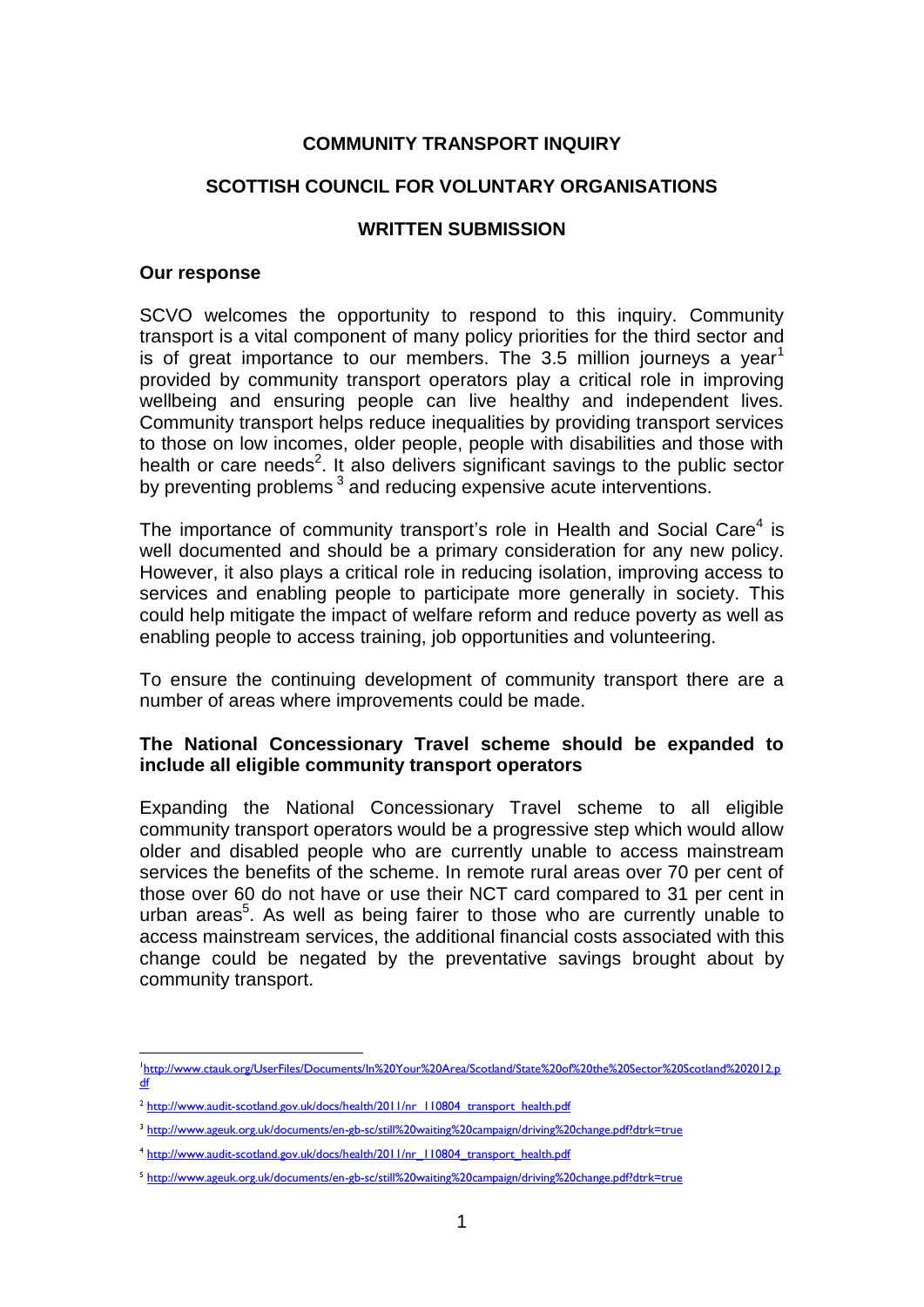# COMMUNITY TRANSPORT INQUIRY

## SCOTTISH COUNCIL FOR VOLUNTARY ORGANISATIONS

## WRITTEN SUBMISSION

### Our response

SCVO welcomes the opportunity to respond to this inquiry. Community transport is a vital component of many policy priorities for the third sector and is of great importance to our members. The 3.5 million journeys a year[1] provided by community transport operators play a critical role in improving wellbeing and ensuring people can live healthy and independent lives. Community transport helps reduce inequalities by providing transport services to those on low incomes, older people, people with disabilities and those with health or care needs[2]. It also delivers significant savings to the public sector by preventing problems [3] and reducing expensive acute interventions.

The importance of community transport's role in Health and Social Care[4] is well documented and should be a primary consideration for any new policy. However, it also plays a critical role in reducing isolation, improving access to services and enabling people to participate more generally in society. This could help mitigate the impact of welfare reform and reduce poverty as well as enabling people to access training, job opportunities and volunteering.

To ensure the continuing development of community transport there are a number of areas where improvements could be made.

### The National Concessionary Travel scheme should be expanded to include all eligible community transport operators

Expanding the National Concessionary Travel scheme to all eligible community transport operators would be a progressive step which would allow older and disabled people who are currently unable to access mainstream services the benefits of the scheme. In remote rural areas over 70 per cent of those over 60 do not have or use their NCT card compared to 31 per cent in urban areas[5]. As well as being fairer to those who are currently unable to access mainstream services, the additional financial costs associated with this change could be negated by the preventative savings brought about by community transport.

---

[1] http://www.ctauk.org/UserFiles/Documents/In%20Your%20Area/Scotland/State%20of%20the%20Sector%20Scotland%202012.pdf

[2] http://www.audit-scotland.gov.uk/docs/health/2011/nr_110804_transport_health.pdf

[3] http://www.ageuk.org.uk/documents/en-gb-sc/still%20waiting%20campaign/driving%20change.pdf?dtrk=true

[4] http://www.audit-scotland.gov.uk/docs/health/2011/nr_110804_transport_health.pdf

[5] http://www.ageuk.org.uk/documents/en-gb-sc/still%20waiting%20campaign/driving%20change.pdf?dtrk=true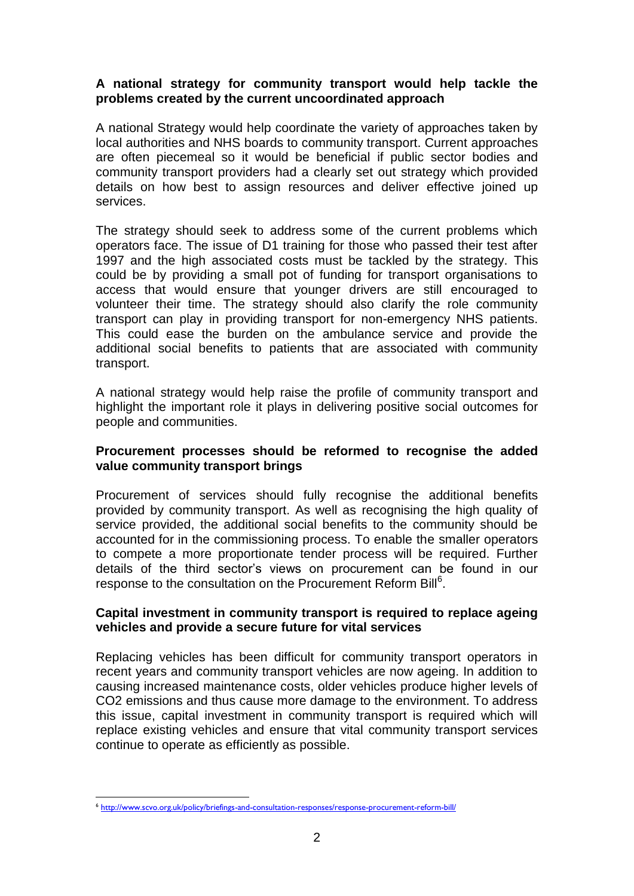**A national strategy for community transport would help tackle the problems created by the current uncoordinated approach**

A national Strategy would help coordinate the variety of approaches taken by local authorities and NHS boards to community transport. Current approaches are often piecemeal so it would be beneficial if public sector bodies and community transport providers had a clearly set out strategy which provided details on how best to assign resources and deliver effective joined up services.

The strategy should seek to address some of the current problems which operators face. The issue of D1 training for those who passed their test after 1997 and the high associated costs must be tackled by the strategy. This could be by providing a small pot of funding for transport organisations to access that would ensure that younger drivers are still encouraged to volunteer their time. The strategy should also clarify the role community transport can play in providing transport for non-emergency NHS patients. This could ease the burden on the ambulance service and provide the additional social benefits to patients that are associated with community transport.

A national strategy would help raise the profile of community transport and highlight the important role it plays in delivering positive social outcomes for people and communities.

**Procurement processes should be reformed to recognise the added value community transport brings**

Procurement of services should fully recognise the additional benefits provided by community transport. As well as recognising the high quality of service provided, the additional social benefits to the community should be accounted for in the commissioning process. To enable the smaller operators to compete a more proportionate tender process will be required. Further details of the third sector's views on procurement can be found in our response to the consultation on the Procurement Reform Bill[6].

**Capital investment in community transport is required to replace ageing vehicles and provide a secure future for vital services**

Replacing vehicles has been difficult for community transport operators in recent years and community transport vehicles are now ageing. In addition to causing increased maintenance costs, older vehicles produce higher levels of $CO_2$ emissions and thus cause more damage to the environment. To address this issue, capital investment in community transport is required which will replace existing vehicles and ensure that vital community transport services continue to operate as efficiently as possible.

---

[6] http://www.scvo.org.uk/policy/briefings-and-consultation-responses/response-procurement-reform-bill/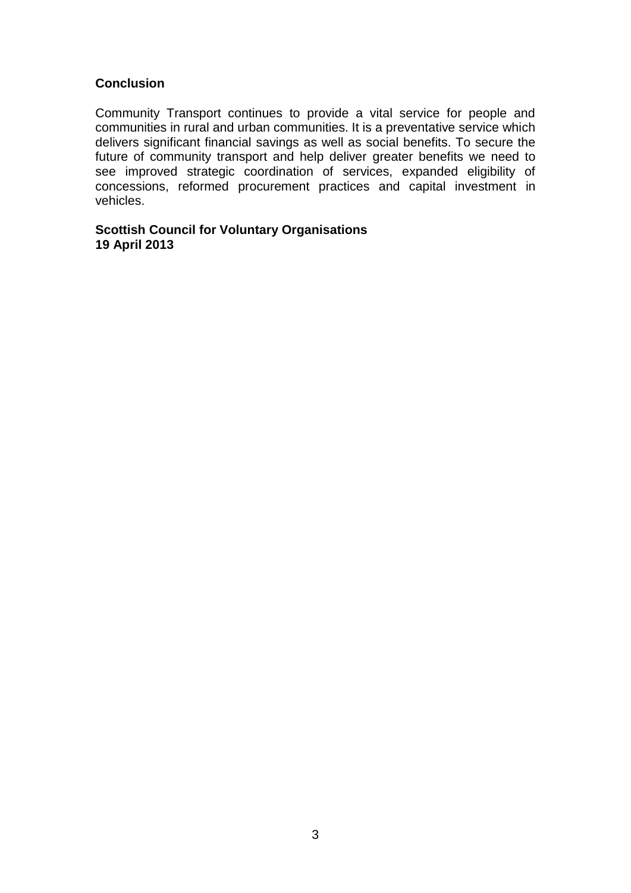## Conclusion

Community Transport continues to provide a vital service for people and communities in rural and urban communities. It is a preventative service which delivers significant financial savings as well as social benefits. To secure the future of community transport and help deliver greater benefits we need to see improved strategic coordination of services, expanded eligibility of concessions, reformed procurement practices and capital investment in vehicles.

**Scottish Council for Voluntary Organisations**
**19 April 2013**